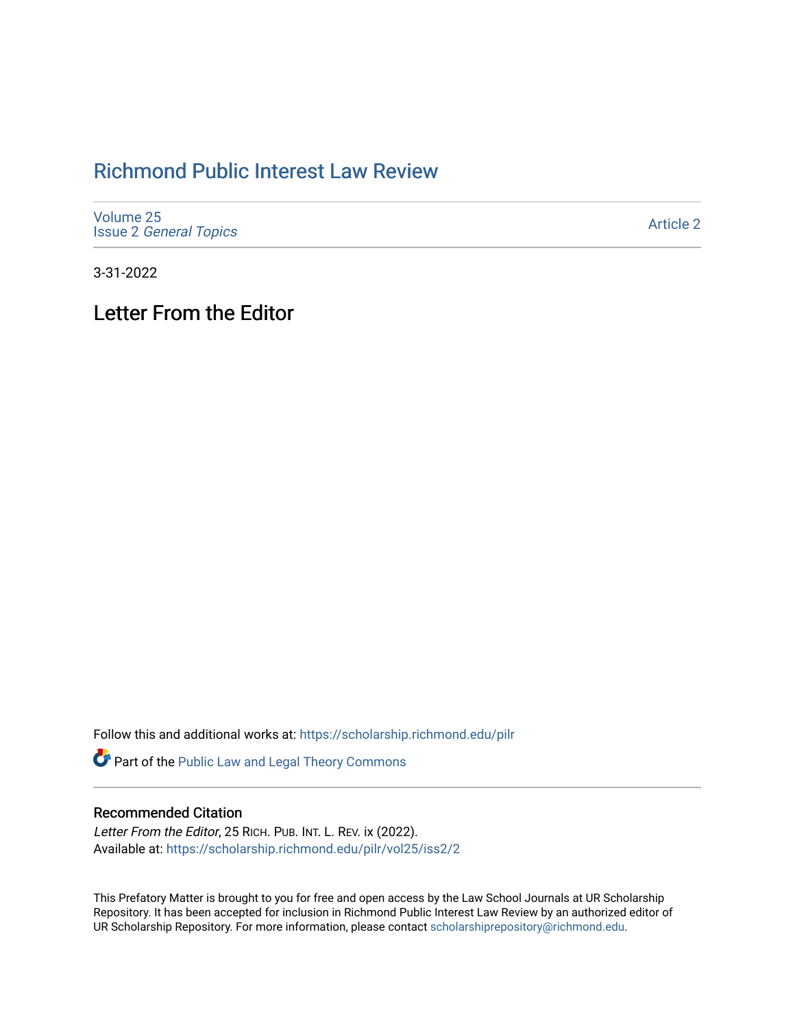# Richmond Public Interest Law Review

Volume 25
Issue 2 *General Topics*

Article 2

3-31-2022

## Letter From the Editor

Follow this and additional works at: https://scholarship.richmond.edu/pilr

Part of the Public Law and Legal Theory Commons

### Recommended Citation

*Letter From the Editor*, 25 RICH. PUB. INT. L. REV. ix (2022).
Available at: https://scholarship.richmond.edu/pilr/vol25/iss2/2

This Prefatory Matter is brought to you for free and open access by the Law School Journals at UR Scholarship Repository. It has been accepted for inclusion in Richmond Public Interest Law Review by an authorized editor of UR Scholarship Repository. For more information, please contact scholarshiprepository@richmond.edu.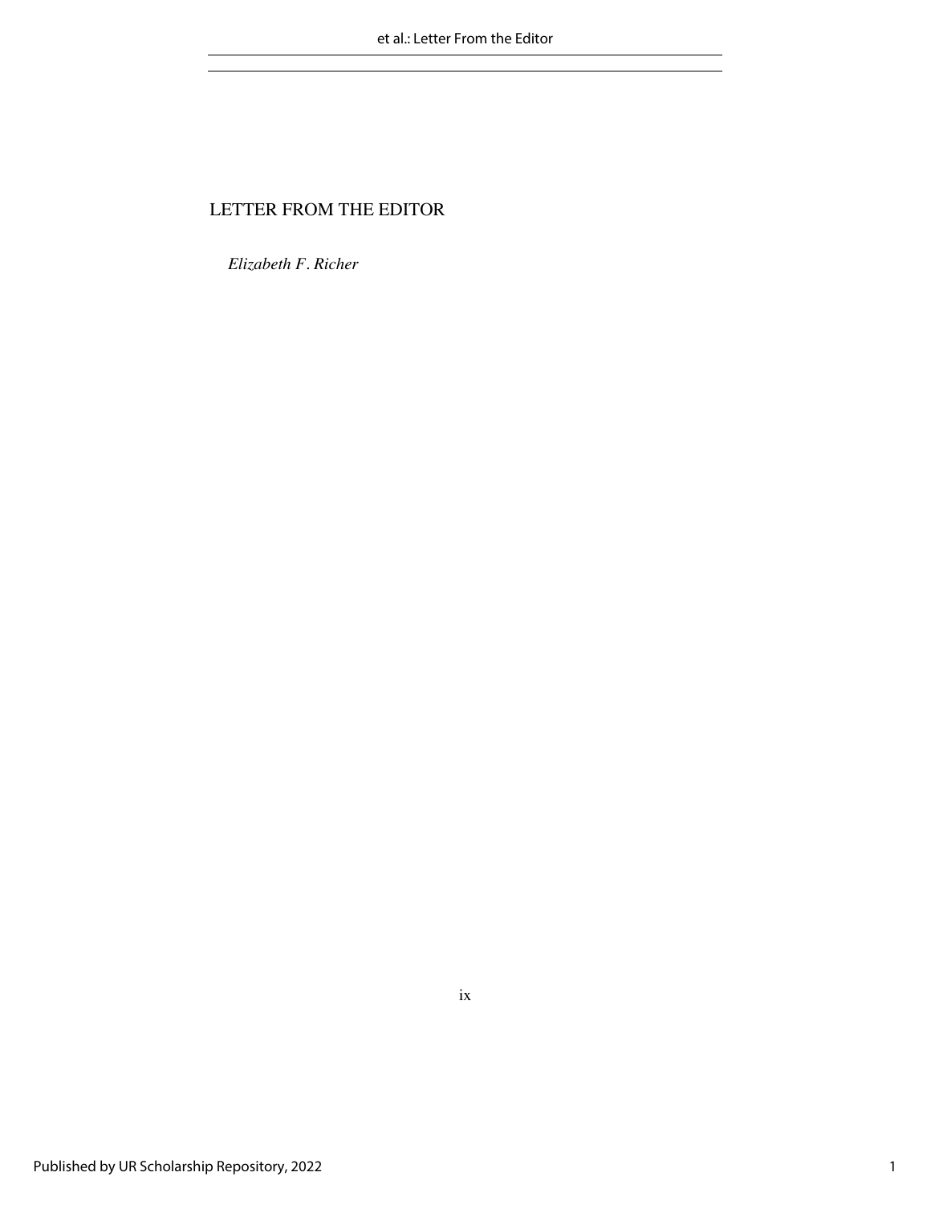# LETTER FROM THE EDITOR

*Elizabeth F. Richer*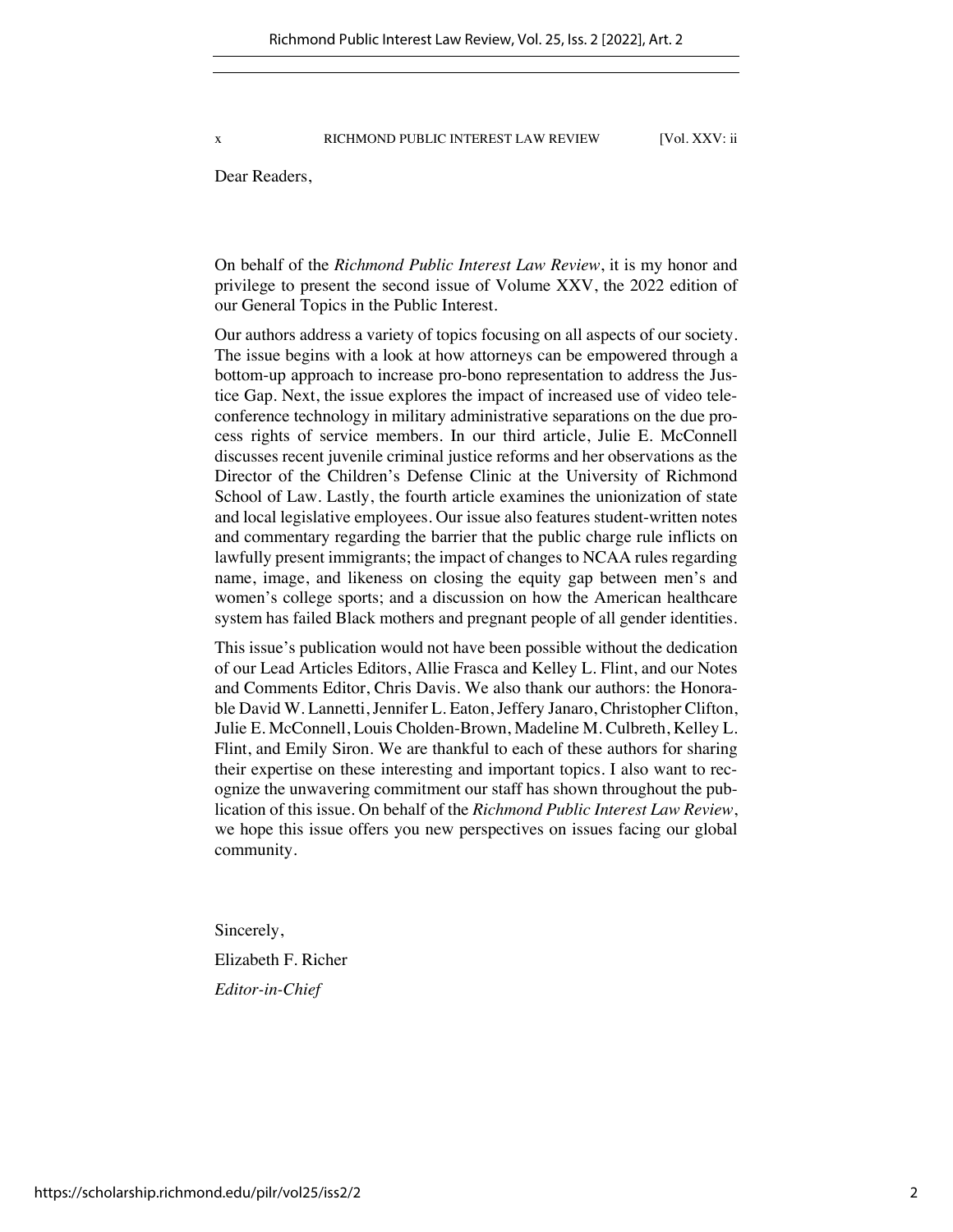Dear Readers,

On behalf of the *Richmond Public Interest Law Review*, it is my honor and privilege to present the second issue of Volume XXV, the 2022 edition of our General Topics in the Public Interest.

Our authors address a variety of topics focusing on all aspects of our society. The issue begins with a look at how attorneys can be empowered through a bottom-up approach to increase pro-bono representation to address the Justice Gap. Next, the issue explores the impact of increased use of video teleconference technology in military administrative separations on the due process rights of service members. In our third article, Julie E. McConnell discusses recent juvenile criminal justice reforms and her observations as the Director of the Children's Defense Clinic at the University of Richmond School of Law. Lastly, the fourth article examines the unionization of state and local legislative employees. Our issue also features student-written notes and commentary regarding the barrier that the public charge rule inflicts on lawfully present immigrants; the impact of changes to NCAA rules regarding name, image, and likeness on closing the equity gap between men's and women's college sports; and a discussion on how the American healthcare system has failed Black mothers and pregnant people of all gender identities.

This issue's publication would not have been possible without the dedication of our Lead Articles Editors, Allie Frasca and Kelley L. Flint, and our Notes and Comments Editor, Chris Davis. We also thank our authors: the Honorable David W. Lannetti, Jennifer L. Eaton, Jeffery Janaro, Christopher Clifton, Julie E. McConnell, Louis Cholden-Brown, Madeline M. Culbreth, Kelley L. Flint, and Emily Siron. We are thankful to each of these authors for sharing their expertise on these interesting and important topics. I also want to recognize the unwavering commitment our staff has shown throughout the publication of this issue. On behalf of the *Richmond Public Interest Law Review*, we hope this issue offers you new perspectives on issues facing our global community.

Sincerely,

Elizabeth F. Richer

*Editor-in-Chief*